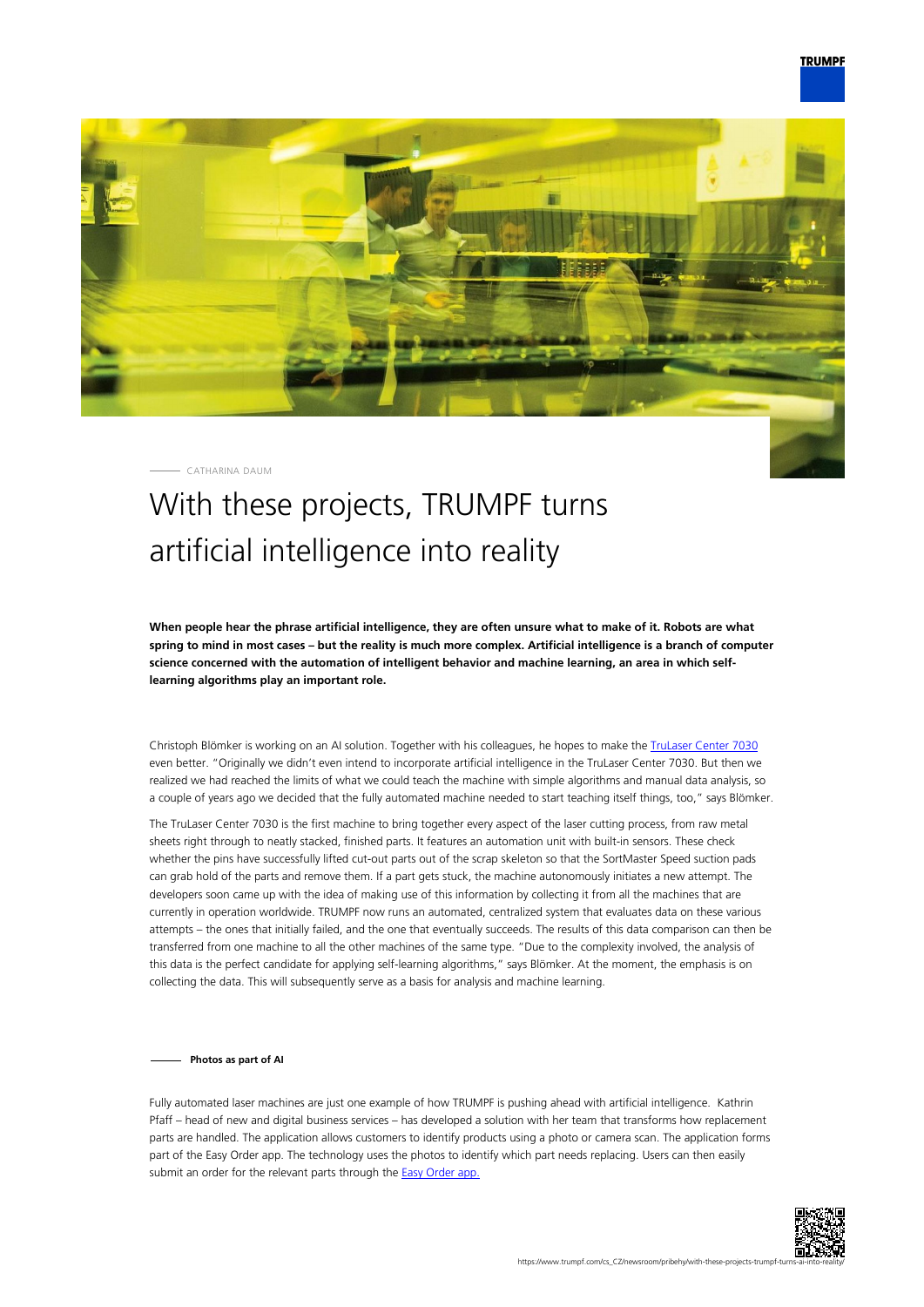CATHARINA DAUM

# With these projects, TRUMPF turns artificial intelligence into reality

**When people hear the phrase artificial intelligence, they are often unsure what to make of it. Robots are what spring to mind in most cases – but the reality is much more complex. Artificial intelligence is a branch of computer science concerned with the automation of intelligent behavior and machine learning, an area in which self-learning algorithms play an important role.**

Christoph Blömker is working on an AI solution. Together with his colleagues, he hopes to make the TruLaser Center 7030 even better. "Originally we didn't even intend to incorporate artificial intelligence in the TruLaser Center 7030. But then we realized we had reached the limits of what we could teach the machine with simple algorithms and manual data analysis, so a couple of years ago we decided that the fully automated machine needed to start teaching itself things, too," says Blömker.

The TruLaser Center 7030 is the first machine to bring together every aspect of the laser cutting process, from raw metal sheets right through to neatly stacked, finished parts. It features an automation unit with built-in sensors. These check whether the pins have successfully lifted cut-out parts out of the scrap skeleton so that the SortMaster Speed suction pads can grab hold of the parts and remove them. If a part gets stuck, the machine autonomously initiates a new attempt. The developers soon came up with the idea of making use of this information by collecting it from all the machines that are currently in operation worldwide. TRUMPF now runs an automated, centralized system that evaluates data on these various attempts – the ones that initially failed, and the one that eventually succeeds. The results of this data comparison can then be transferred from one machine to all the other machines of the same type. "Due to the complexity involved, the analysis of this data is the perfect candidate for applying self-learning algorithms," says Blömker. At the moment, the emphasis is on collecting the data. This will subsequently serve as a basis for analysis and machine learning.

## Photos as part of AI

Fully automated laser machines are just one example of how TRUMPF is pushing ahead with artificial intelligence. Kathrin Pfaff – head of new and digital business services – has developed a solution with her team that transforms how replacement parts are handled. The application allows customers to identify products using a photo or camera scan. The application forms part of the Easy Order app. The technology uses the photos to identify which part needs replacing. Users can then easily submit an order for the relevant parts through the Easy Order app.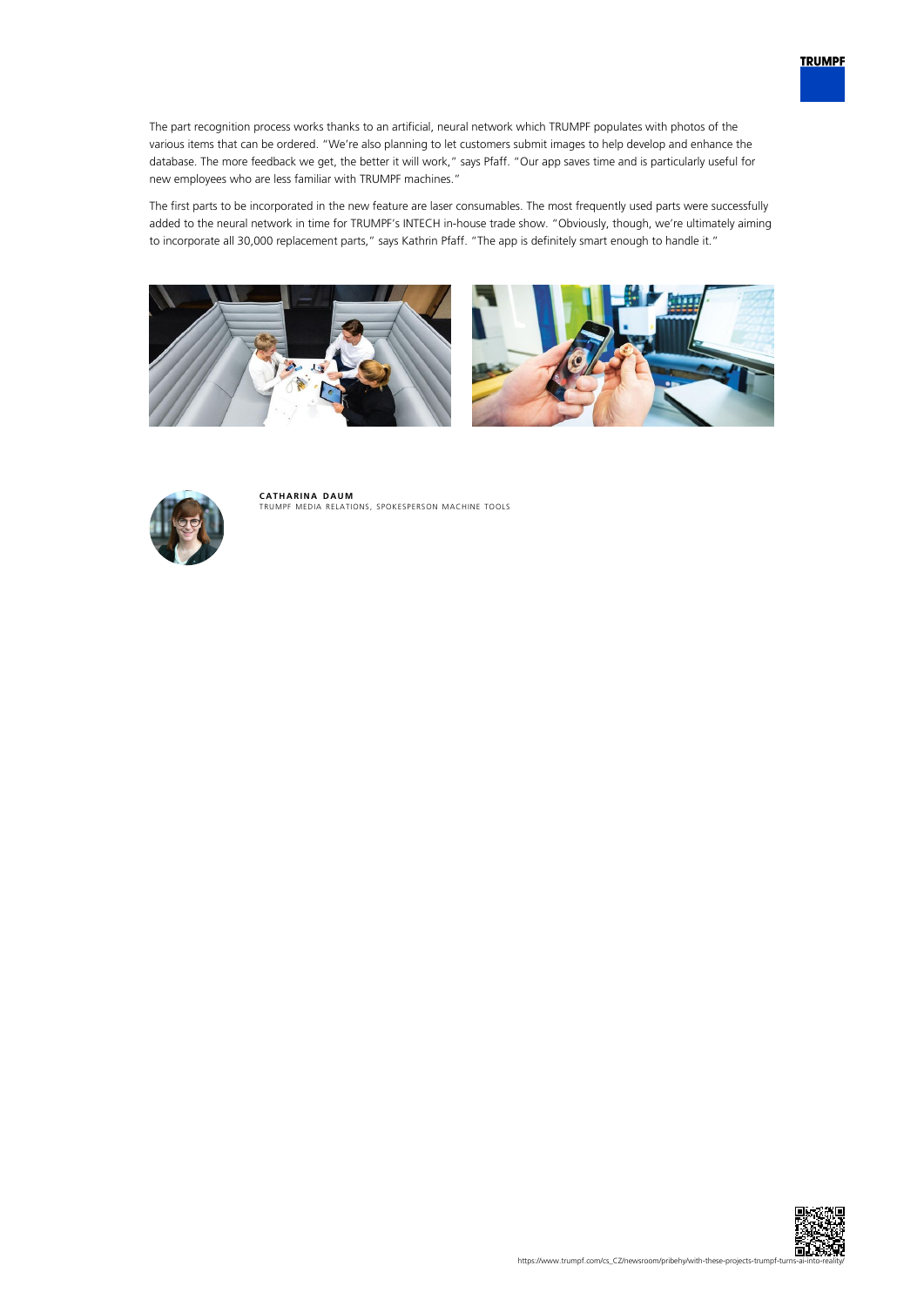The part recognition process works thanks to an artificial, neural network which TRUMPF populates with photos of the various items that can be ordered. "We're also planning to let customers submit images to help develop and enhance the database. The more feedback we get, the better it will work," says Pfaff. "Our app saves time and is particularly useful for new employees who are less familiar with TRUMPF machines."

The first parts to be incorporated in the new feature are laser consumables. The most frequently used parts were successfully added to the neural network in time for TRUMPF's INTECH in-house trade show. "Obviously, though, we're ultimately aiming to incorporate all 30,000 replacement parts," says Kathrin Pfaff. "The app is definitely smart enough to handle it."

**CATHARINA DAUM**
TRUMPF MEDIA RELATIONS, SPOKESPERSON MACHINE TOOLS